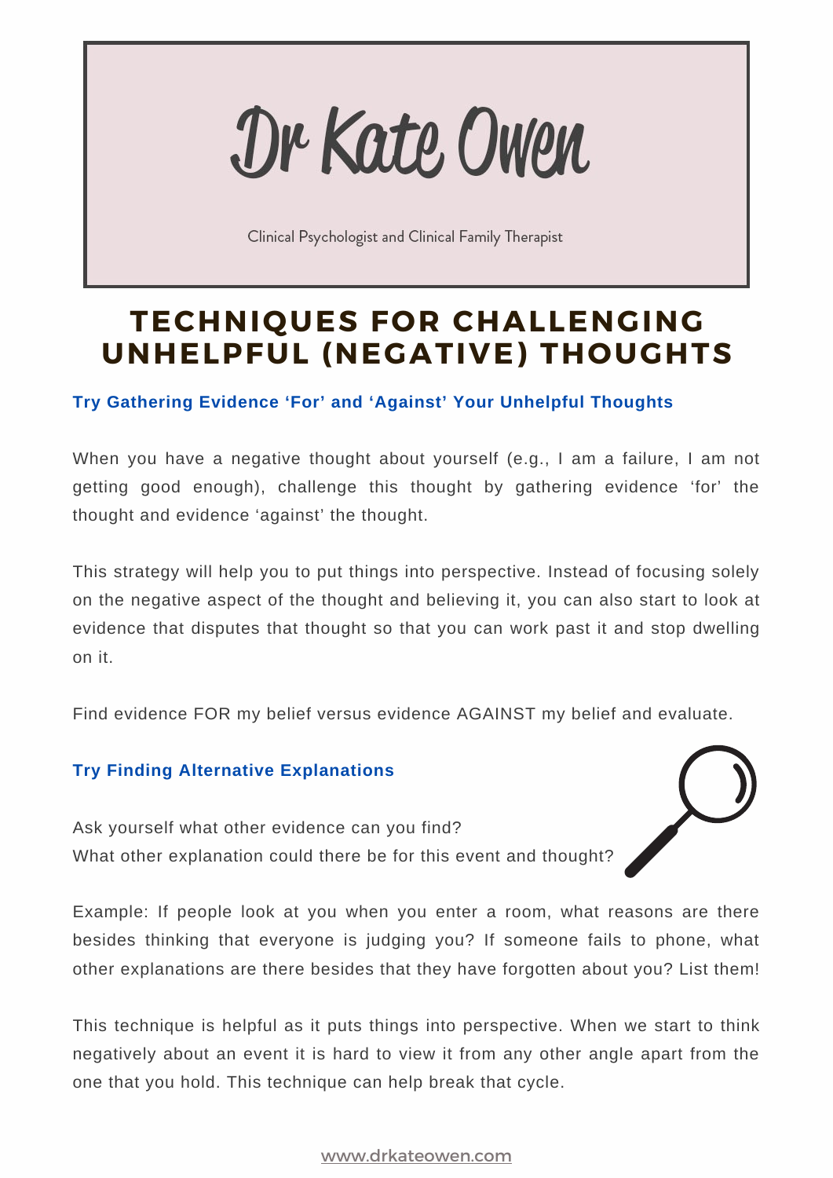# Dr Kate Owen

Clinical Psychologist and Clinical Family Therapist

## TECHNIQUES FOR CHALLENGING UNHELPFUL (NEGATIVE) THOUGHTS

### Try Gathering Evidence 'For' and 'Against' Your Unhelpful Thoughts

When you have a negative thought about yourself (e.g., I am a failure, I am not getting good enough), challenge this thought by gathering evidence 'for' the thought and evidence 'against' the thought.

This strategy will help you to put things into perspective. Instead of focusing solely on the negative aspect of the thought and believing it, you can also start to look at evidence that disputes that thought so that you can work past it and stop dwelling on it.

Find evidence FOR my belief versus evidence AGAINST my belief and evaluate.

### Try Finding Alternative Explanations

Ask yourself what other evidence can you find?
What other explanation could there be for this event and thought?

Example: If people look at you when you enter a room, what reasons are there besides thinking that everyone is judging you? If someone fails to phone, what other explanations are there besides that they have forgotten about you? List them!

This technique is helpful as it puts things into perspective. When we start to think negatively about an event it is hard to view it from any other angle apart from the one that you hold. This technique can help break that cycle.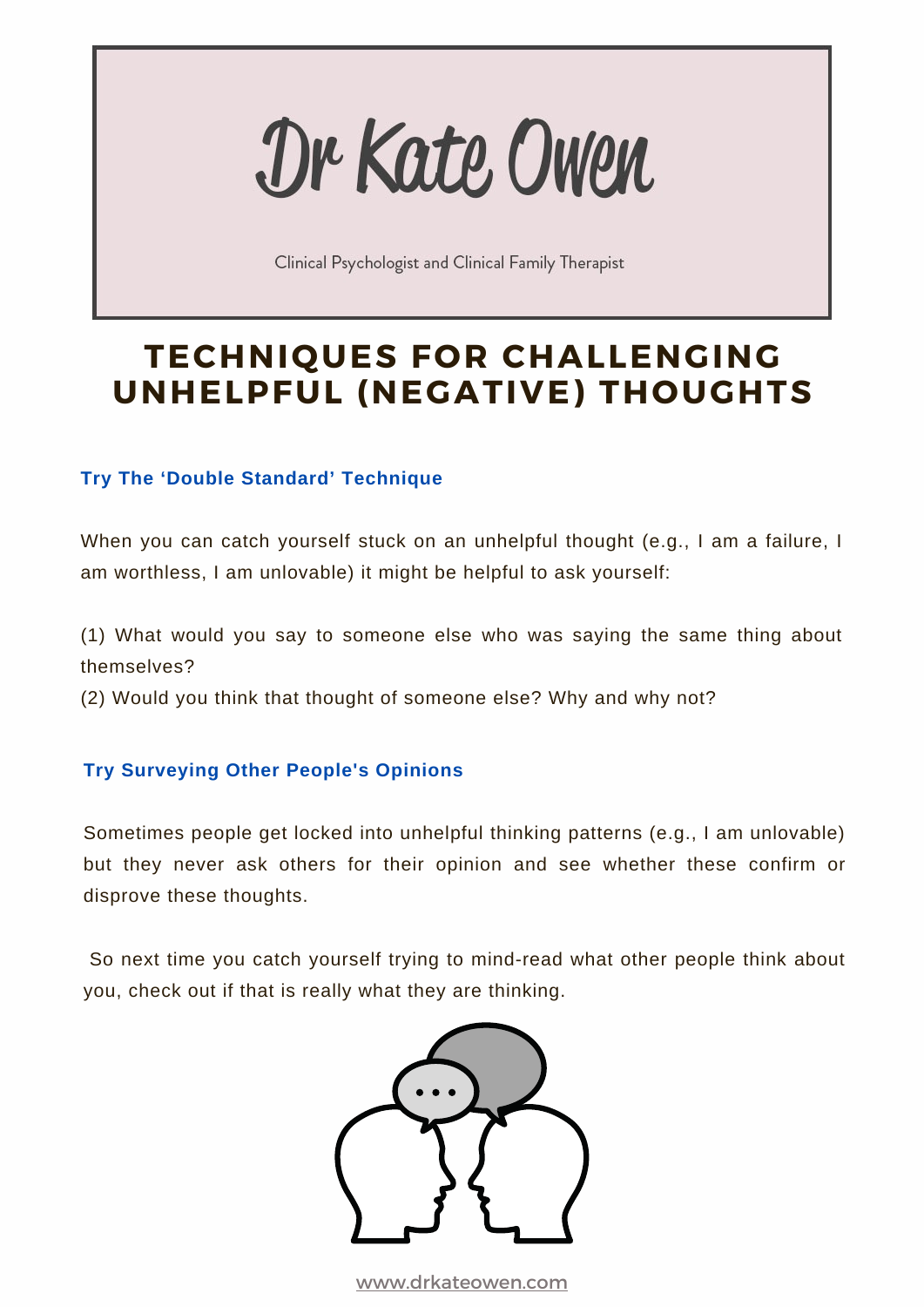# Dr Kate Owen

Clinical Psychologist and Clinical Family Therapist

## TECHNIQUES FOR CHALLENGING UNHELPFUL (NEGATIVE) THOUGHTS

### Try The 'Double Standard' Technique

When you can catch yourself stuck on an unhelpful thought (e.g., I am a failure, I am worthless, I am unlovable) it might be helpful to ask yourself:

(1) What would you say to someone else who was saying the same thing about themselves?
(2) Would you think that thought of someone else? Why and why not?

### Try Surveying Other People's Opinions

Sometimes people get locked into unhelpful thinking patterns (e.g., I am unlovable) but they never ask others for their opinion and see whether these confirm or disprove these thoughts.

So next time you catch yourself trying to mind-read what other people think about you, check out if that is really what they are thinking.

www.drkateowen.com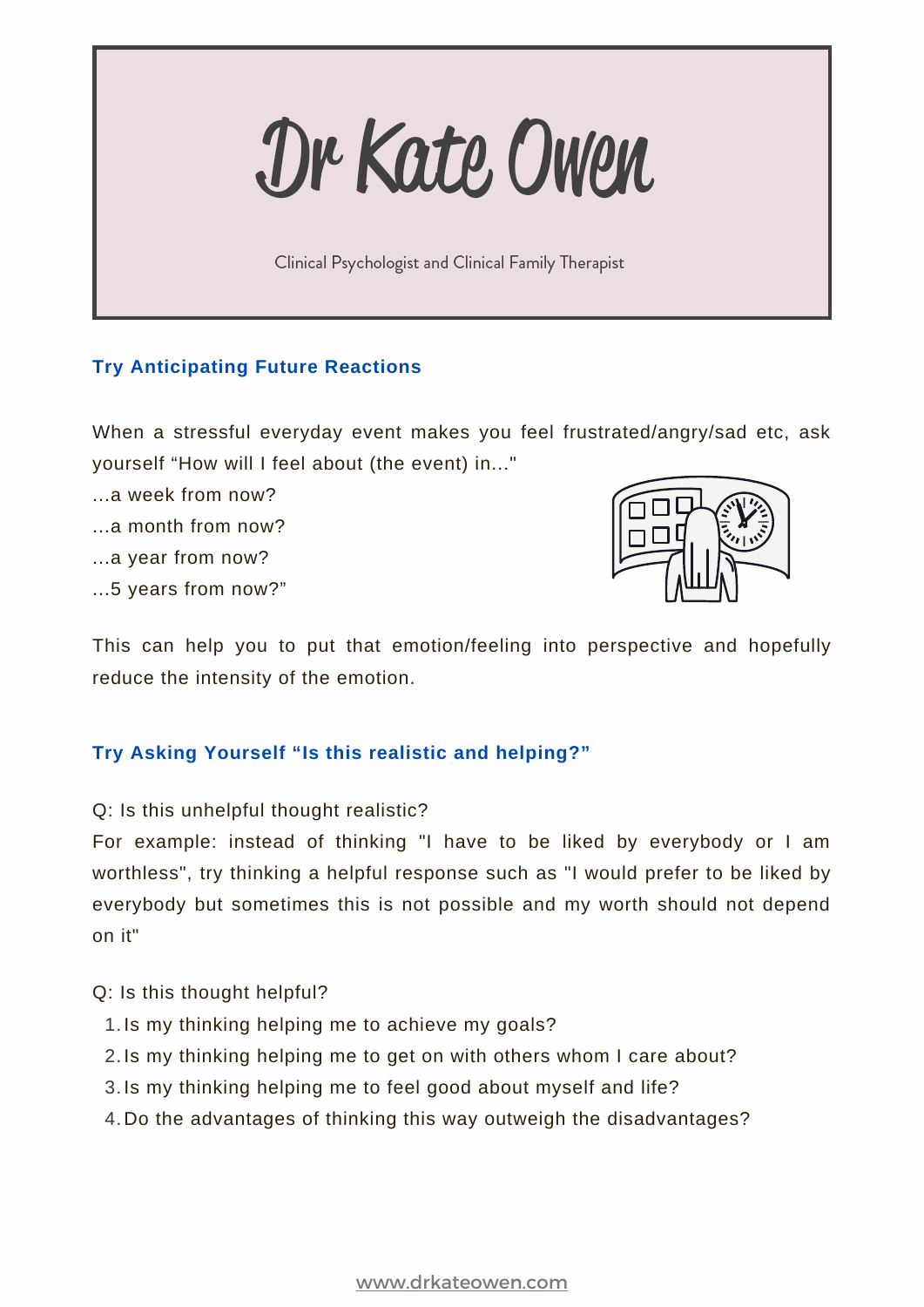# Dr Kate Owen

Clinical Psychologist and Clinical Family Therapist

## Try Anticipating Future Reactions

When a stressful everyday event makes you feel frustrated/angry/sad etc, ask yourself "How will I feel about (the event) in..."

...a week from now?

...a month from now?

...a year from now?

...5 years from now?"

This can help you to put that emotion/feeling into perspective and hopefully reduce the intensity of the emotion.

## Try Asking Yourself "Is this realistic and helping?"

Q: Is this unhelpful thought realistic?

For example: instead of thinking "I have to be liked by everybody or I am worthless", try thinking a helpful response such as "I would prefer to be liked by everybody but sometimes this is not possible and my worth should not depend on it"

Q: Is this thought helpful?

1. Is my thinking helping me to achieve my goals?
2. Is my thinking helping me to get on with others whom I care about?
3. Is my thinking helping me to feel good about myself and life?
4. Do the advantages of thinking this way outweigh the disadvantages?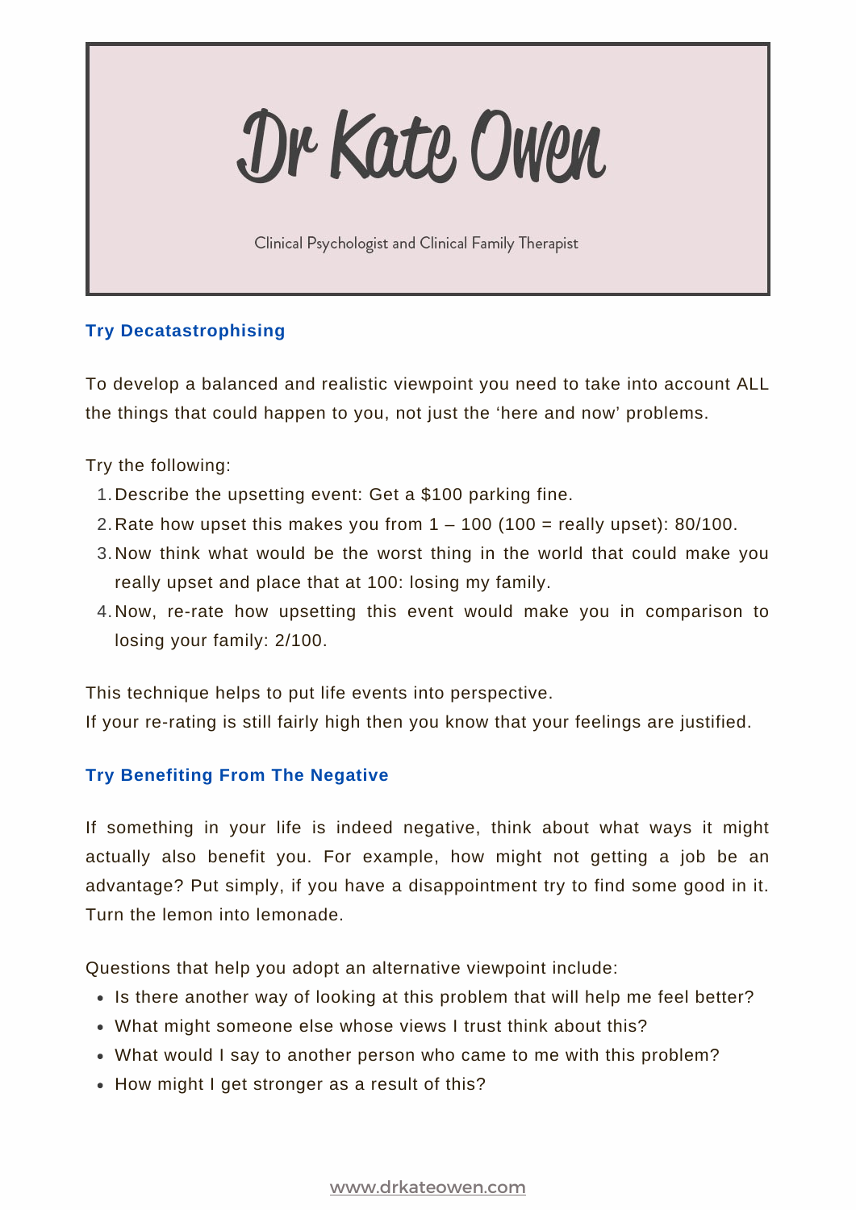## Try Decatastrophising

To develop a balanced and realistic viewpoint you need to take into account ALL the things that could happen to you, not just the 'here and now' problems.

Try the following:

1. Describe the upsetting event: Get a $100 parking fine.
2. Rate how upset this makes you from 1 – 100 (100 = really upset): 80/100.
3. Now think what would be the worst thing in the world that could make you really upset and place that at 100: losing my family.
4. Now, re-rate how upsetting this event would make you in comparison to losing your family: 2/100.

This technique helps to put life events into perspective.
If your re-rating is still fairly high then you know that your feelings are justified.

## Try Benefiting From The Negative

If something in your life is indeed negative, think about what ways it might actually also benefit you. For example, how might not getting a job be an advantage? Put simply, if you have a disappointment try to find some good in it. Turn the lemon into lemonade.

Questions that help you adopt an alternative viewpoint include:

- Is there another way of looking at this problem that will help me feel better?
- What might someone else whose views I trust think about this?
- What would I say to another person who came to me with this problem?
- How might I get stronger as a result of this?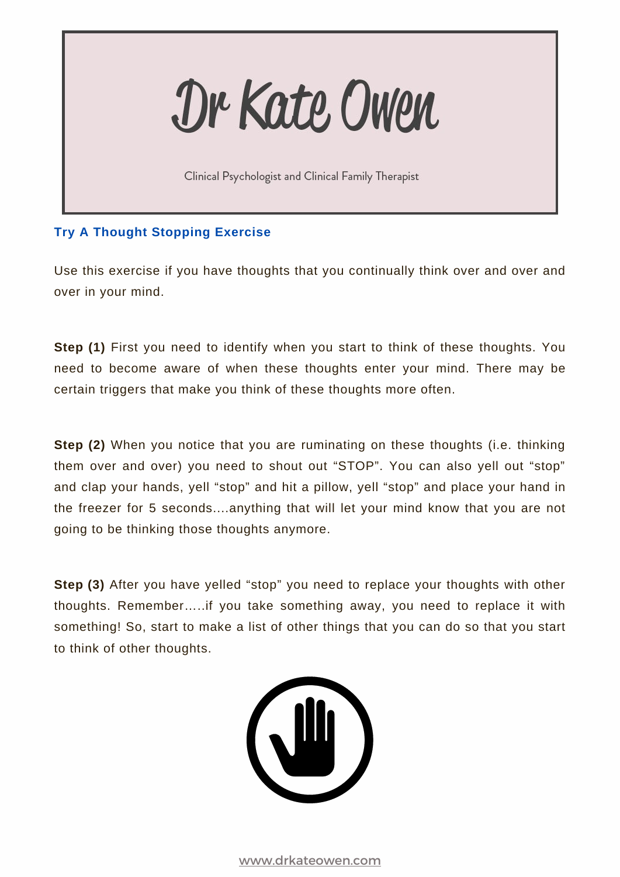# Dr Kate Owen

Clinical Psychologist and Clinical Family Therapist

## Try A Thought Stopping Exercise

Use this exercise if you have thoughts that you continually think over and over and over in your mind.

**Step (1)** First you need to identify when you start to think of these thoughts. You need to become aware of when these thoughts enter your mind. There may be certain triggers that make you think of these thoughts more often.

**Step (2)** When you notice that you are ruminating on these thoughts (i.e. thinking them over and over) you need to shout out "STOP". You can also yell out "stop" and clap your hands, yell "stop" and hit a pillow, yell "stop" and place your hand in the freezer for 5 seconds....anything that will let your mind know that you are not going to be thinking those thoughts anymore.

**Step (3)** After you have yelled "stop" you need to replace your thoughts with other thoughts. Remember.....if you take something away, you need to replace it with something! So, start to make a list of other things that you can do so that you start to think of other thoughts.

www.drkateowen.com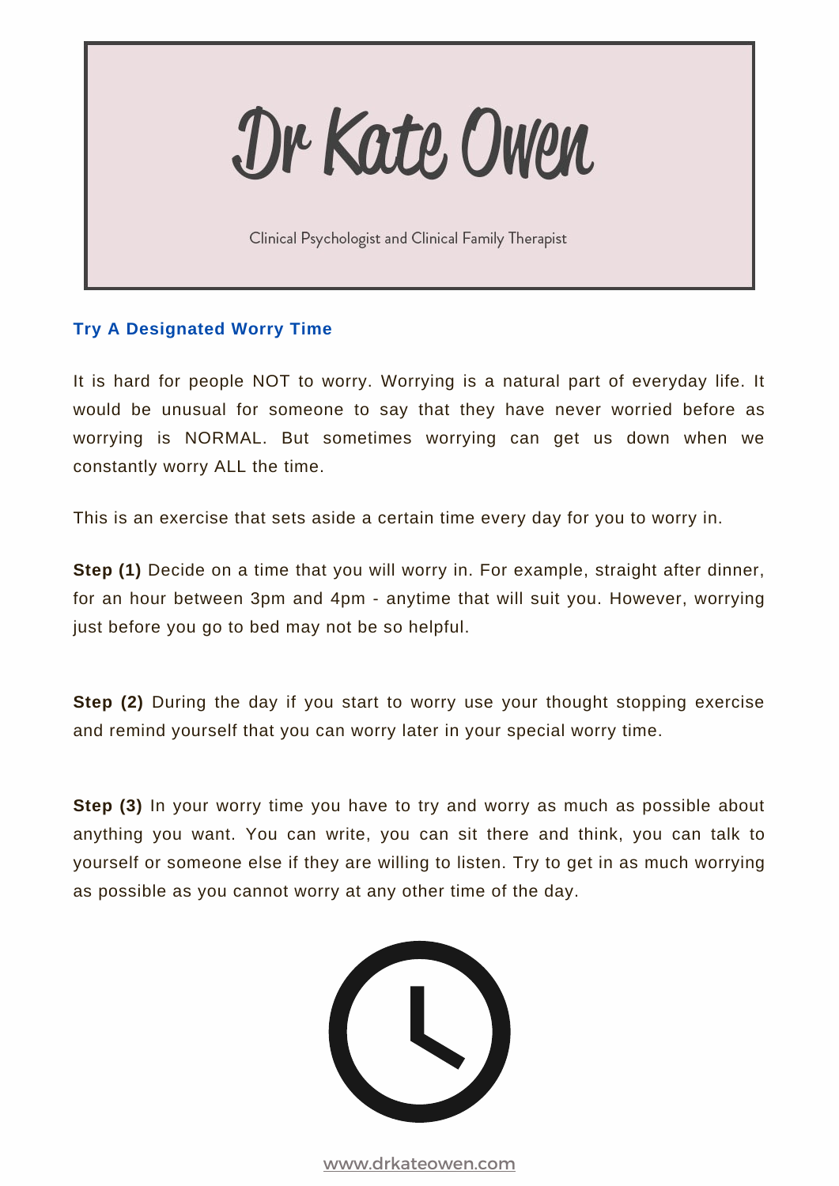# Dr Kate Owen

Clinical Psychologist and Clinical Family Therapist

## Try A Designated Worry Time

It is hard for people NOT to worry. Worrying is a natural part of everyday life. It would be unusual for someone to say that they have never worried before as worrying is NORMAL. But sometimes worrying can get us down when we constantly worry ALL the time.

This is an exercise that sets aside a certain time every day for you to worry in.

**Step (1)** Decide on a time that you will worry in. For example, straight after dinner, for an hour between 3pm and 4pm - anytime that will suit you. However, worrying just before you go to bed may not be so helpful.

**Step (2)** During the day if you start to worry use your thought stopping exercise and remind yourself that you can worry later in your special worry time.

**Step (3)** In your worry time you have to try and worry as much as possible about anything you want. You can write, you can sit there and think, you can talk to yourself or someone else if they are willing to listen. Try to get in as much worrying as possible as you cannot worry at any other time of the day.

www.drkateowen.com